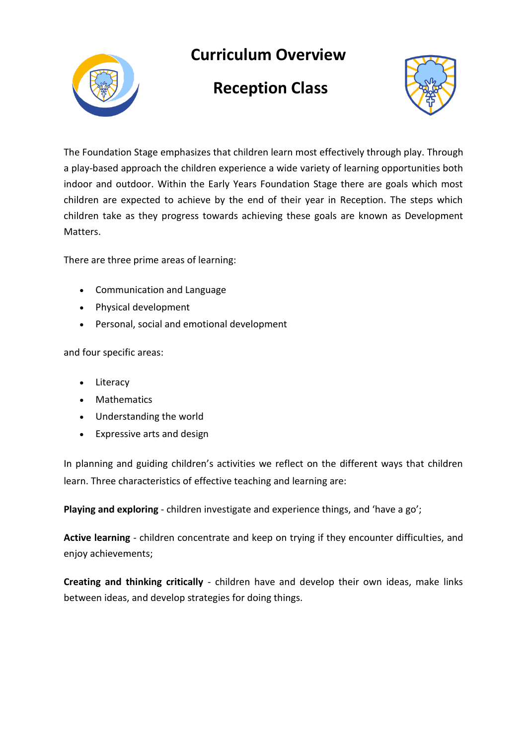# Curriculum Overview

# Reception Class

The Foundation Stage emphasizes that children learn most effectively through play. Through a play-based approach the children experience a wide variety of learning opportunities both indoor and outdoor. Within the Early Years Foundation Stage there are goals which most children are expected to achieve by the end of their year in Reception. The steps which children take as they progress towards achieving these goals are known as Development Matters.

There are three prime areas of learning:

- Communication and Language
- Physical development
- Personal, social and emotional development

and four specific areas:

- Literacy
- Mathematics
- Understanding the world
- Expressive arts and design

In planning and guiding children's activities we reflect on the different ways that children learn. Three characteristics of effective teaching and learning are:

**Playing and exploring** - children investigate and experience things, and 'have a go';

**Active learning** - children concentrate and keep on trying if they encounter difficulties, and enjoy achievements;

**Creating and thinking critically** - children have and develop their own ideas, make links between ideas, and develop strategies for doing things.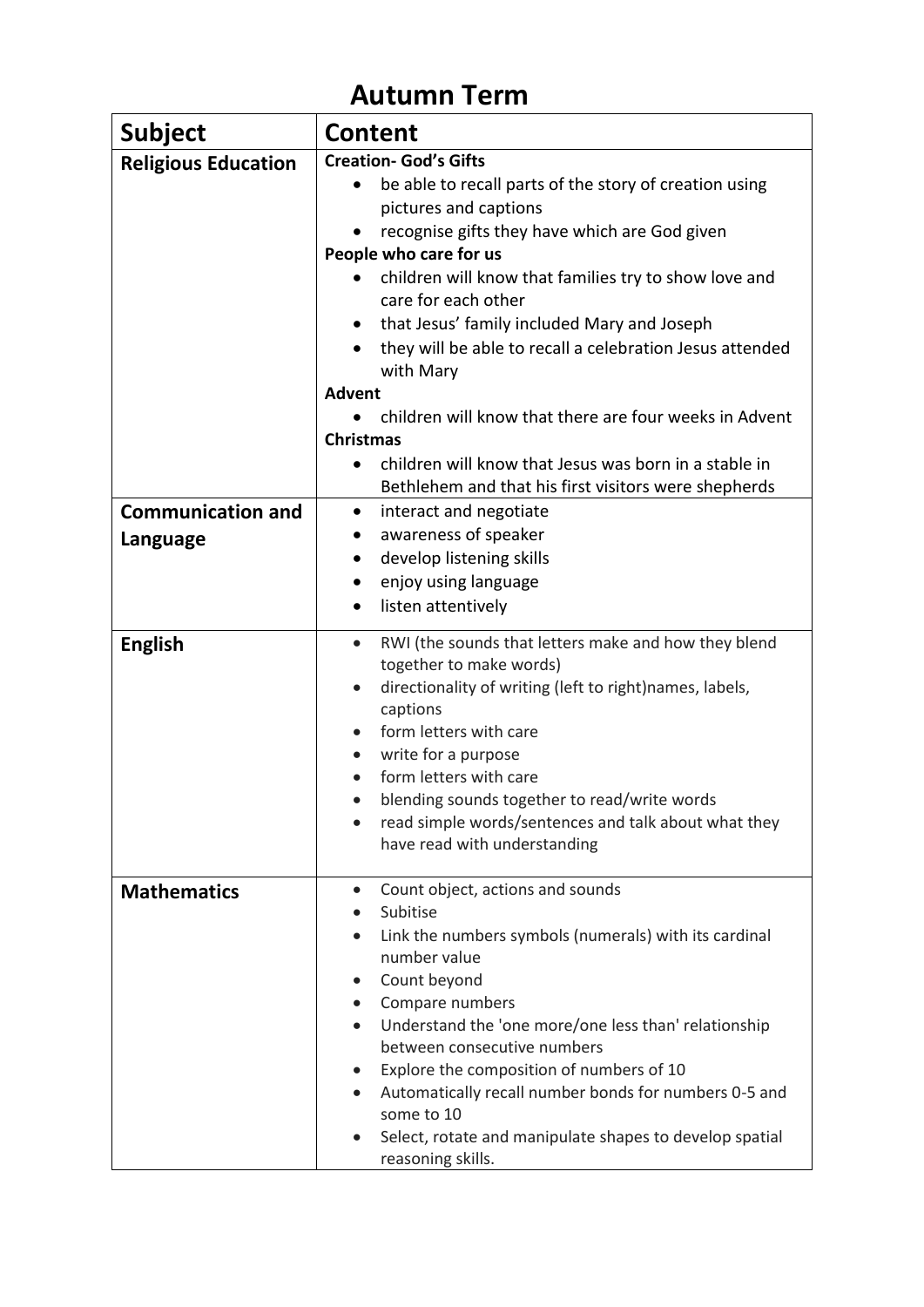# Autumn Term

| Subject | Content |
| --- | --- |
| **Religious Education** | **Creation- God's Gifts**<br>• be able to recall parts of the story of creation using pictures and captions<br>• recognise gifts they have which are God given<br>**People who care for us**<br>• children will know that families try to show love and care for each other<br>• that Jesus' family included Mary and Joseph<br>• they will be able to recall a celebration Jesus attended with Mary<br>**Advent**<br>• children will know that there are four weeks in Advent<br>**Christmas**<br>• children will know that Jesus was born in a stable in Bethlehem and that his first visitors were shepherds |
| **Communication and Language** | • interact and negotiate<br>• awareness of speaker<br>• develop listening skills<br>• enjoy using language<br>• listen attentively |
| **English** | • RWI (the sounds that letters make and how they blend together to make words)<br>• directionality of writing (left to right)names, labels, captions<br>• form letters with care<br>• write for a purpose<br>• form letters with care<br>• blending sounds together to read/write words<br>• read simple words/sentences and talk about what they have read with understanding |
| **Mathematics** | • Count object, actions and sounds<br>• Subitise<br>• Link the numbers symbols (numerals) with its cardinal number value<br>• Count beyond<br>• Compare numbers<br>• Understand the 'one more/one less than' relationship between consecutive numbers<br>• Explore the composition of numbers of 10<br>• Automatically recall number bonds for numbers 0-5 and some to 10<br>• Select, rotate and manipulate shapes to develop spatial reasoning skills. |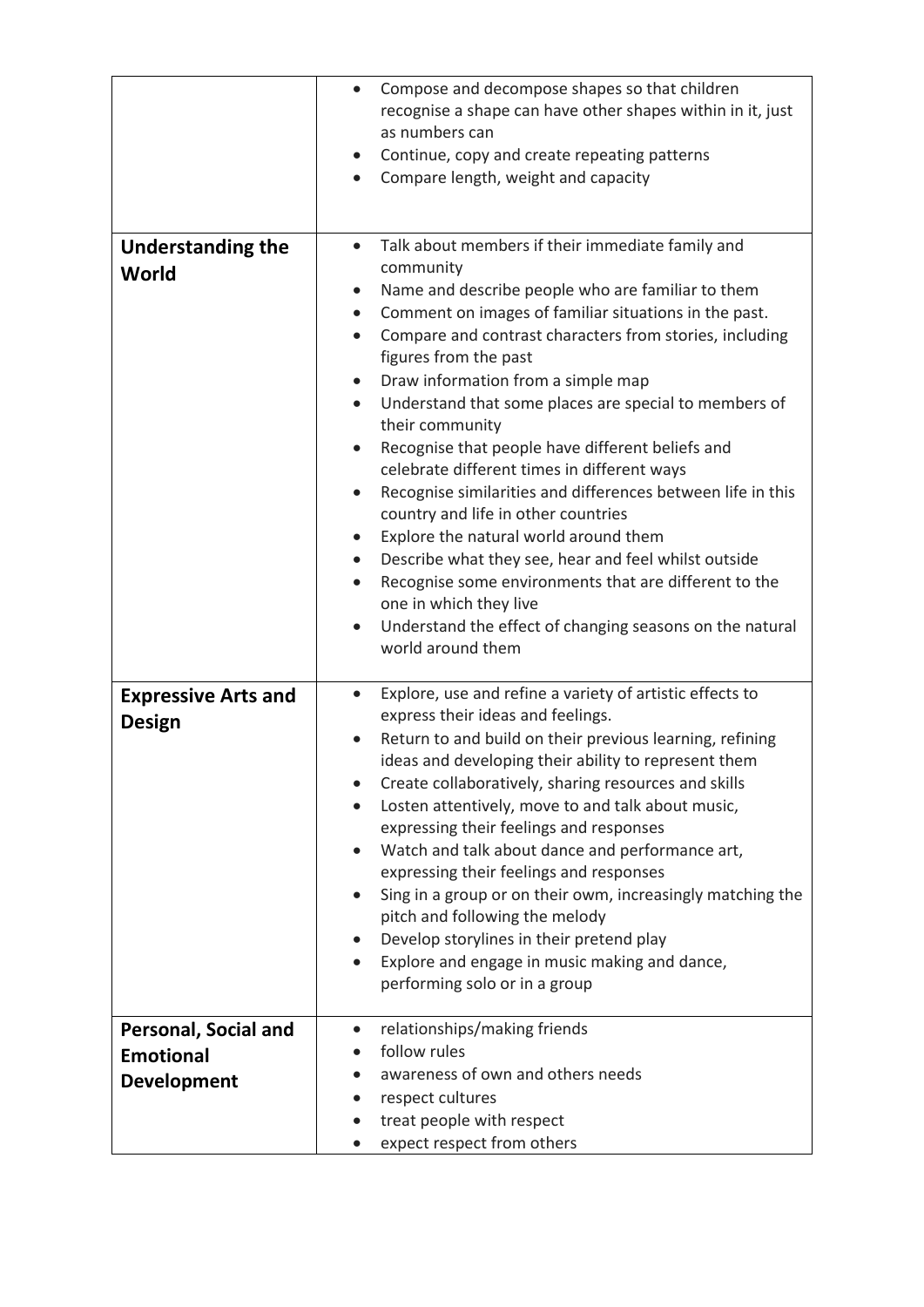| | |
|---|---|
| | • Compose and decompose shapes so that children recognise a shape can have other shapes within in it, just as numbers can<br>• Continue, copy and create repeating patterns<br>• Compare length, weight and capacity |
| **Understanding the World** | • Talk about members if their immediate family and community<br>• Name and describe people who are familiar to them<br>• Comment on images of familiar situations in the past.<br>• Compare and contrast characters from stories, including figures from the past<br>• Draw information from a simple map<br>• Understand that some places are special to members of their community<br>• Recognise that people have different beliefs and celebrate different times in different ways<br>• Recognise similarities and differences between life in this country and life in other countries<br>• Explore the natural world around them<br>• Describe what they see, hear and feel whilst outside<br>• Recognise some environments that are different to the one in which they live<br>• Understand the effect of changing seasons on the natural world around them |
| **Expressive Arts and Design** | • Explore, use and refine a variety of artistic effects to express their ideas and feelings.<br>• Return to and build on their previous learning, refining ideas and developing their ability to represent them<br>• Create collaboratively, sharing resources and skills<br>• Losten attentively, move to and talk about music, expressing their feelings and responses<br>• Watch and talk about dance and performance art, expressing their feelings and responses<br>• Sing in a group or on their owm, increasingly matching the pitch and following the melody<br>• Develop storylines in their pretend play<br>• Explore and engage in music making and dance, performing solo or in a group |
| **Personal, Social and Emotional Development** | • relationships/making friends<br>• follow rules<br>• awareness of own and others needs<br>• respect cultures<br>• treat people with respect<br>• expect respect from others |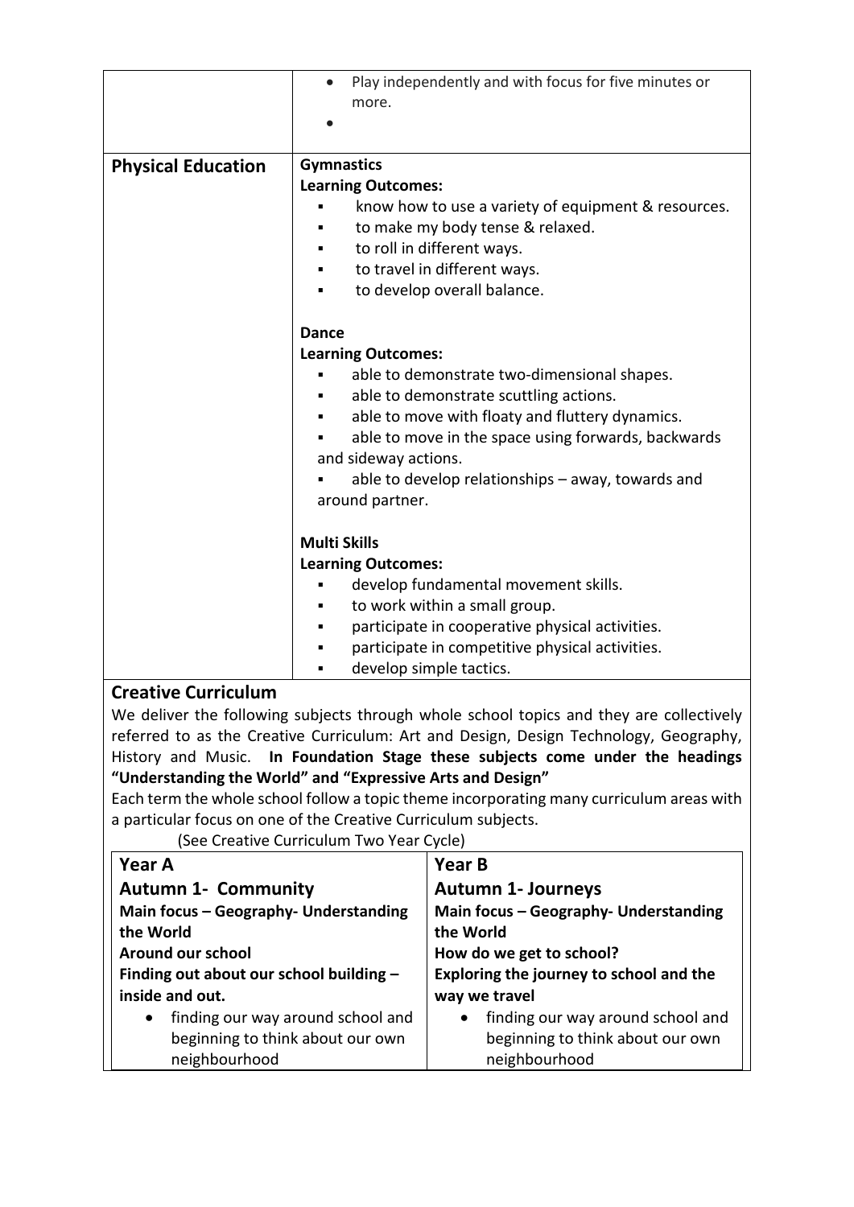| | |
|---|---|
| | • Play independently and with focus for five minutes or more.<br>• |
| **Physical Education** | **Gymnastics**<br>**Learning Outcomes:**<br>▪ know how to use a variety of equipment & resources.<br>▪ to make my body tense & relaxed.<br>▪ to roll in different ways.<br>▪ to travel in different ways.<br>▪ to develop overall balance.<br><br>**Dance**<br>**Learning Outcomes:**<br>▪ able to demonstrate two-dimensional shapes.<br>▪ able to demonstrate scuttling actions.<br>▪ able to move with floaty and fluttery dynamics.<br>▪ able to move in the space using forwards, backwards and sideway actions.<br>▪ able to develop relationships – away, towards and around partner.<br><br>**Multi Skills**<br>**Learning Outcomes:**<br>▪ develop fundamental movement skills.<br>▪ to work within a small group.<br>▪ participate in cooperative physical activities.<br>▪ participate in competitive physical activities.<br>▪ develop simple tactics. |

## Creative Curriculum

We deliver the following subjects through whole school topics and they are collectively referred to as the Creative Curriculum: Art and Design, Design Technology, Geography, History and Music. **In Foundation Stage these subjects come under the headings "Understanding the World" and "Expressive Arts and Design"**

Each term the whole school follow a topic theme incorporating many curriculum areas with a particular focus on one of the Creative Curriculum subjects.

(See Creative Curriculum Two Year Cycle)

| **Year A** | **Year B** |
|---|---|
| **Autumn 1- Community**<br>**Main focus – Geography- Understanding the World**<br>**Around our school**<br>**Finding out about our school building – inside and out.**<br>• finding our way around school and beginning to think about our own neighbourhood | **Autumn 1- Journeys**<br>**Main focus – Geography- Understanding the World**<br>**How do we get to school?**<br>**Exploring the journey to school and the way we travel**<br>• finding our way around school and beginning to think about our own neighbourhood |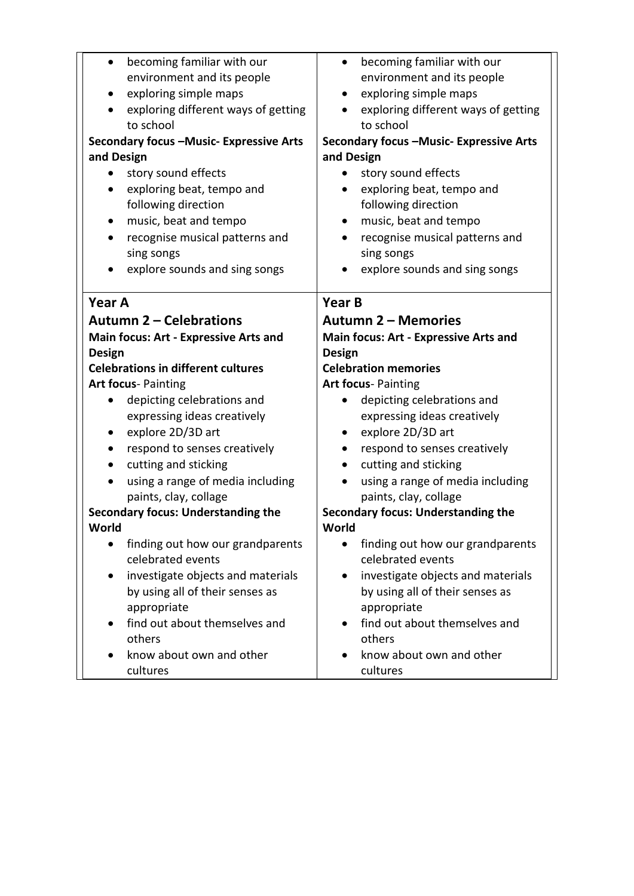| | |
|---|---|
| • becoming familiar with our environment and its people<br>• exploring simple maps<br>• exploring different ways of getting to school<br>**Secondary focus –Music- Expressive Arts and Design**<br>• story sound effects<br>• exploring beat, tempo and following direction<br>• music, beat and tempo<br>• recognise musical patterns and sing songs<br>• explore sounds and sing songs | • becoming familiar with our environment and its people<br>• exploring simple maps<br>• exploring different ways of getting to school<br>**Secondary focus –Music- Expressive Arts and Design**<br>• story sound effects<br>• exploring beat, tempo and following direction<br>• music, beat and tempo<br>• recognise musical patterns and sing songs<br>• explore sounds and sing songs |
| **Year A**<br>**Autumn 2 – Celebrations**<br>**Main focus: Art - Expressive Arts and Design**<br>**Celebrations in different cultures**<br>**Art focus**- Painting<br>• depicting celebrations and expressing ideas creatively<br>• explore 2D/3D art<br>• respond to senses creatively<br>• cutting and sticking<br>• using a range of media including paints, clay, collage<br>**Secondary focus: Understanding the World**<br>• finding out how our grandparents celebrated events<br>• investigate objects and materials by using all of their senses as appropriate<br>• find out about themselves and others<br>• know about own and other cultures | **Year B**<br>**Autumn 2 – Memories**<br>**Main focus: Art - Expressive Arts and Design**<br>**Celebration memories**<br>**Art focus**- Painting<br>• depicting celebrations and expressing ideas creatively<br>• explore 2D/3D art<br>• respond to senses creatively<br>• cutting and sticking<br>• using a range of media including paints, clay, collage<br>**Secondary focus: Understanding the World**<br>• finding out how our grandparents celebrated events<br>• investigate objects and materials by using all of their senses as appropriate<br>• find out about themselves and others<br>• know about own and other cultures |